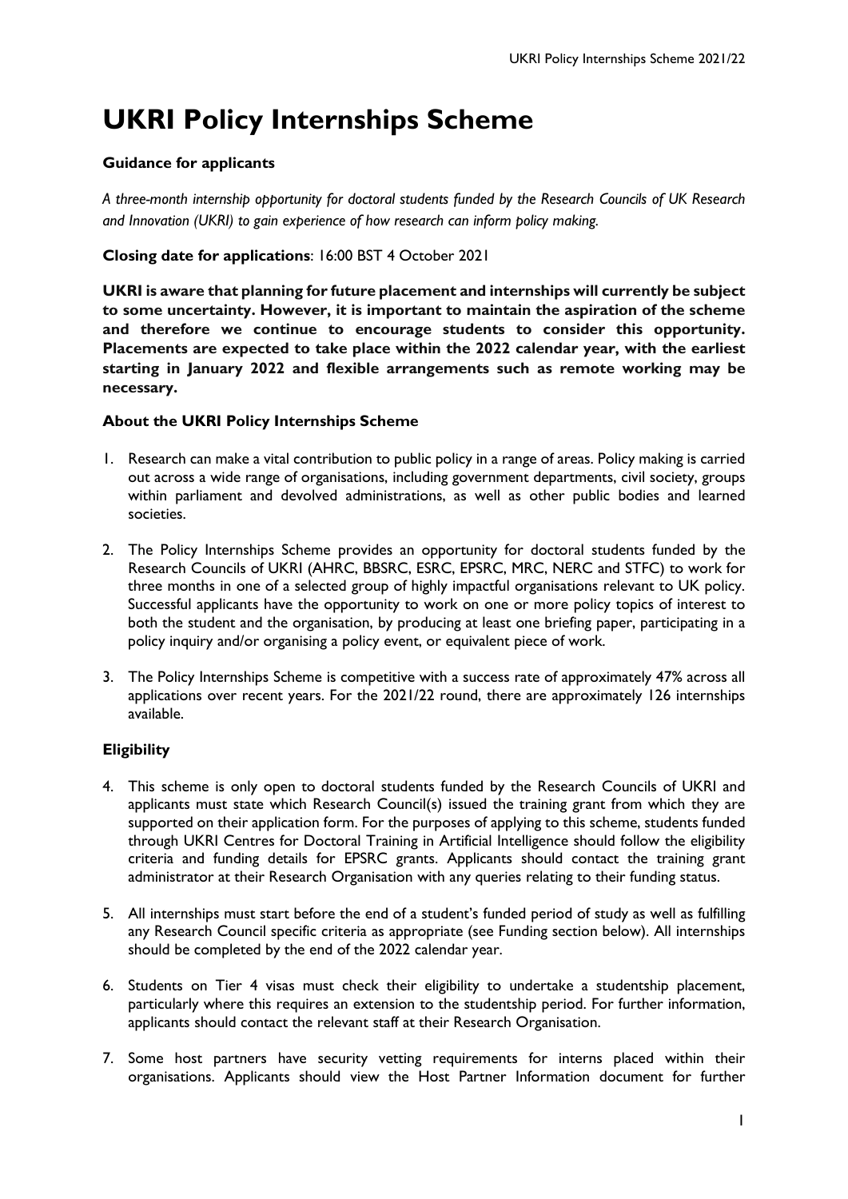# UKRI Policy Internships Scheme

**Guidance for applicants**

*A three-month internship opportunity for doctoral students funded by the Research Councils of UK Research and Innovation (UKRI) to gain experience of how research can inform policy making.*

**Closing date for applications**: 16:00 BST 4 October 2021

**UKRI is aware that planning for future placement and internships will currently be subject to some uncertainty. However, it is important to maintain the aspiration of the scheme and therefore we continue to encourage students to consider this opportunity. Placements are expected to take place within the 2022 calendar year, with the earliest starting in January 2022 and flexible arrangements such as remote working may be necessary.**

**About the UKRI Policy Internships Scheme**

1. Research can make a vital contribution to public policy in a range of areas. Policy making is carried out across a wide range of organisations, including government departments, civil society, groups within parliament and devolved administrations, as well as other public bodies and learned societies.

2. The Policy Internships Scheme provides an opportunity for doctoral students funded by the Research Councils of UKRI (AHRC, BBSRC, ESRC, EPSRC, MRC, NERC and STFC) to work for three months in one of a selected group of highly impactful organisations relevant to UK policy. Successful applicants have the opportunity to work on one or more policy topics of interest to both the student and the organisation, by producing at least one briefing paper, participating in a policy inquiry and/or organising a policy event, or equivalent piece of work.

3. The Policy Internships Scheme is competitive with a success rate of approximately 47% across all applications over recent years. For the 2021/22 round, there are approximately 126 internships available.

**Eligibility**

4. This scheme is only open to doctoral students funded by the Research Councils of UKRI and applicants must state which Research Council(s) issued the training grant from which they are supported on their application form. For the purposes of applying to this scheme, students funded through UKRI Centres for Doctoral Training in Artificial Intelligence should follow the eligibility criteria and funding details for EPSRC grants. Applicants should contact the training grant administrator at their Research Organisation with any queries relating to their funding status.

5. All internships must start before the end of a student's funded period of study as well as fulfilling any Research Council specific criteria as appropriate (see Funding section below). All internships should be completed by the end of the 2022 calendar year.

6. Students on Tier 4 visas must check their eligibility to undertake a studentship placement, particularly where this requires an extension to the studentship period. For further information, applicants should contact the relevant staff at their Research Organisation.

7. Some host partners have security vetting requirements for interns placed within their organisations. Applicants should view the Host Partner Information document for further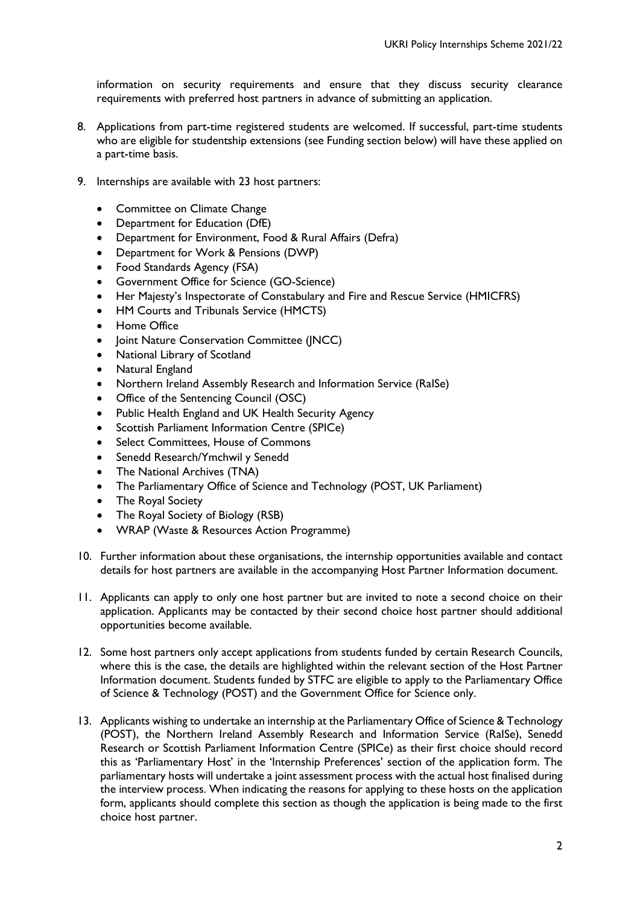information on security requirements and ensure that they discuss security clearance requirements with preferred host partners in advance of submitting an application.

8. Applications from part-time registered students are welcomed. If successful, part-time students who are eligible for studentship extensions (see Funding section below) will have these applied on a part-time basis.

9. Internships are available with 23 host partners:

   - Committee on Climate Change
   - Department for Education (DfE)
   - Department for Environment, Food & Rural Affairs (Defra)
   - Department for Work & Pensions (DWP)
   - Food Standards Agency (FSA)
   - Government Office for Science (GO-Science)
   - Her Majesty's Inspectorate of Constabulary and Fire and Rescue Service (HMICFRS)
   - HM Courts and Tribunals Service (HMCTS)
   - Home Office
   - Joint Nature Conservation Committee (JNCC)
   - National Library of Scotland
   - Natural England
   - Northern Ireland Assembly Research and Information Service (RaISe)
   - Office of the Sentencing Council (OSC)
   - Public Health England and UK Health Security Agency
   - Scottish Parliament Information Centre (SPICe)
   - Select Committees, House of Commons
   - Senedd Research/Ymchwil y Senedd
   - The National Archives (TNA)
   - The Parliamentary Office of Science and Technology (POST, UK Parliament)
   - The Royal Society
   - The Royal Society of Biology (RSB)
   - WRAP (Waste & Resources Action Programme)

10. Further information about these organisations, the internship opportunities available and contact details for host partners are available in the accompanying Host Partner Information document.

11. Applicants can apply to only one host partner but are invited to note a second choice on their application. Applicants may be contacted by their second choice host partner should additional opportunities become available.

12. Some host partners only accept applications from students funded by certain Research Councils, where this is the case, the details are highlighted within the relevant section of the Host Partner Information document. Students funded by STFC are eligible to apply to the Parliamentary Office of Science & Technology (POST) and the Government Office for Science only.

13. Applicants wishing to undertake an internship at the Parliamentary Office of Science & Technology (POST), the Northern Ireland Assembly Research and Information Service (RaISe), Senedd Research or Scottish Parliament Information Centre (SPICe) as their first choice should record this as 'Parliamentary Host' in the 'Internship Preferences' section of the application form. The parliamentary hosts will undertake a joint assessment process with the actual host finalised during the interview process. When indicating the reasons for applying to these hosts on the application form, applicants should complete this section as though the application is being made to the first choice host partner.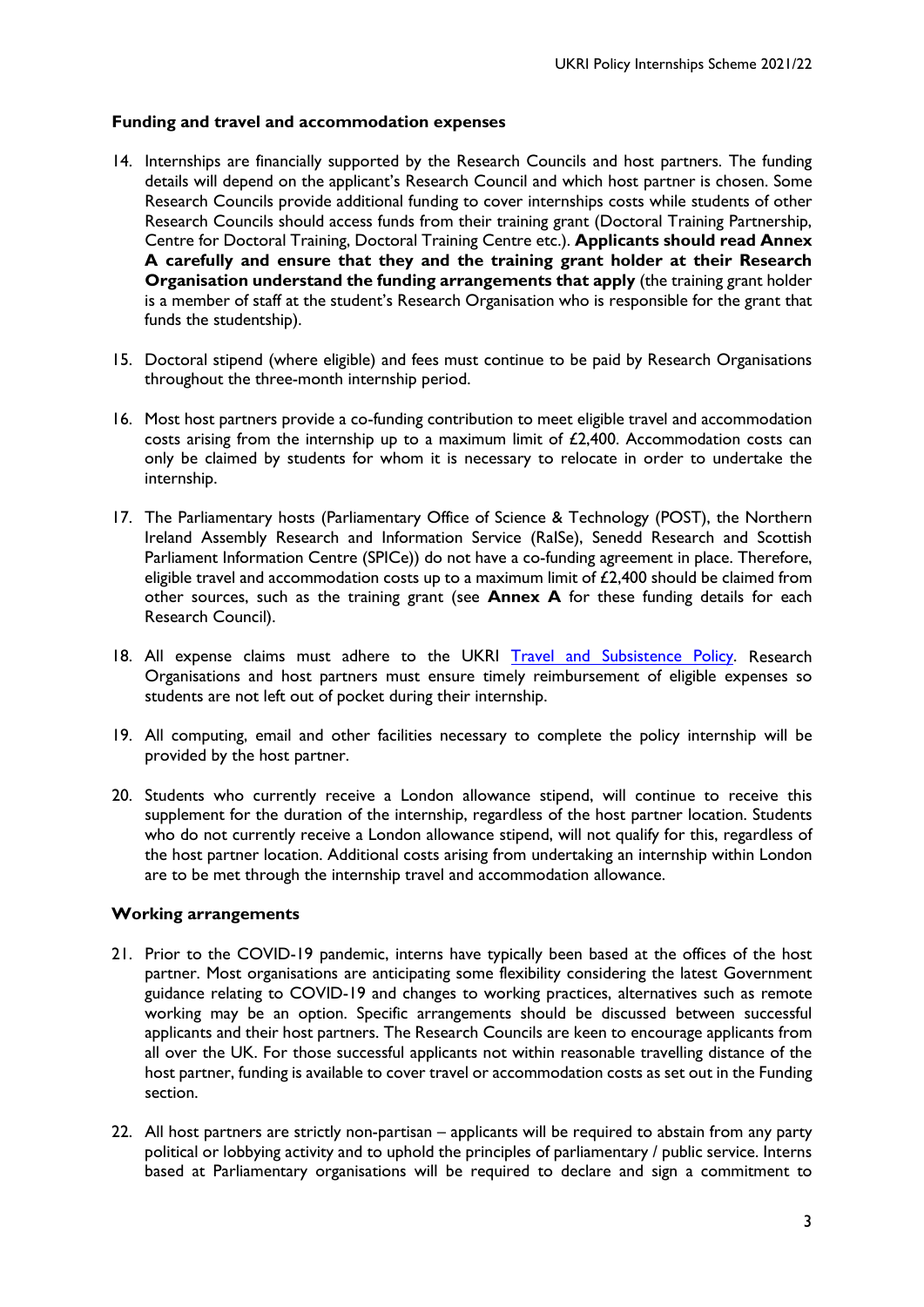### Funding and travel and accommodation expenses

14. Internships are financially supported by the Research Councils and host partners. The funding details will depend on the applicant's Research Council and which host partner is chosen. Some Research Councils provide additional funding to cover internships costs while students of other Research Councils should access funds from their training grant (Doctoral Training Partnership, Centre for Doctoral Training, Doctoral Training Centre etc.). **Applicants should read Annex A carefully and ensure that they and the training grant holder at their Research Organisation understand the funding arrangements that apply** (the training grant holder is a member of staff at the student's Research Organisation who is responsible for the grant that funds the studentship).

15. Doctoral stipend (where eligible) and fees must continue to be paid by Research Organisations throughout the three-month internship period.

16. Most host partners provide a co-funding contribution to meet eligible travel and accommodation costs arising from the internship up to a maximum limit of £2,400. Accommodation costs can only be claimed by students for whom it is necessary to relocate in order to undertake the internship.

17. The Parliamentary hosts (Parliamentary Office of Science & Technology (POST), the Northern Ireland Assembly Research and Information Service (RaISe), Senedd Research and Scottish Parliament Information Centre (SPICe)) do not have a co-funding agreement in place. Therefore, eligible travel and accommodation costs up to a maximum limit of £2,400 should be claimed from other sources, such as the training grant (see **Annex A** for these funding details for each Research Council).

18. All expense claims must adhere to the UKRI Travel and Subsistence Policy. Research Organisations and host partners must ensure timely reimbursement of eligible expenses so students are not left out of pocket during their internship.

19. All computing, email and other facilities necessary to complete the policy internship will be provided by the host partner.

20. Students who currently receive a London allowance stipend, will continue to receive this supplement for the duration of the internship, regardless of the host partner location. Students who do not currently receive a London allowance stipend, will not qualify for this, regardless of the host partner location. Additional costs arising from undertaking an internship within London are to be met through the internship travel and accommodation allowance.

### Working arrangements

21. Prior to the COVID-19 pandemic, interns have typically been based at the offices of the host partner. Most organisations are anticipating some flexibility considering the latest Government guidance relating to COVID-19 and changes to working practices, alternatives such as remote working may be an option. Specific arrangements should be discussed between successful applicants and their host partners. The Research Councils are keen to encourage applicants from all over the UK. For those successful applicants not within reasonable travelling distance of the host partner, funding is available to cover travel or accommodation costs as set out in the Funding section.

22. All host partners are strictly non-partisan – applicants will be required to abstain from any party political or lobbying activity and to uphold the principles of parliamentary / public service. Interns based at Parliamentary organisations will be required to declare and sign a commitment to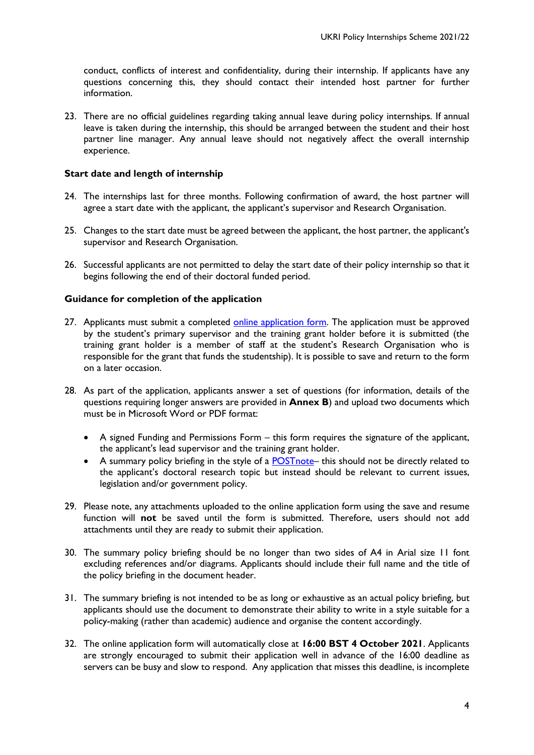conduct, conflicts of interest and confidentiality, during their internship. If applicants have any questions concerning this, they should contact their intended host partner for further information.

23. There are no official guidelines regarding taking annual leave during policy internships. If annual leave is taken during the internship, this should be arranged between the student and their host partner line manager. Any annual leave should not negatively affect the overall internship experience.

### Start date and length of internship

24. The internships last for three months. Following confirmation of award, the host partner will agree a start date with the applicant, the applicant's supervisor and Research Organisation.

25. Changes to the start date must be agreed between the applicant, the host partner, the applicant's supervisor and Research Organisation.

26. Successful applicants are not permitted to delay the start date of their policy internship so that it begins following the end of their doctoral funded period.

### Guidance for completion of the application

27. Applicants must submit a completed online application form. The application must be approved by the student's primary supervisor and the training grant holder before it is submitted (the training grant holder is a member of staff at the student's Research Organisation who is responsible for the grant that funds the studentship). It is possible to save and return to the form on a later occasion.

28. As part of the application, applicants answer a set of questions (for information, details of the questions requiring longer answers are provided in **Annex B**) and upload two documents which must be in Microsoft Word or PDF format:

    - A signed Funding and Permissions Form – this form requires the signature of the applicant, the applicant's lead supervisor and the training grant holder.
    - A summary policy briefing in the style of a POSTnote– this should not be directly related to the applicant's doctoral research topic but instead should be relevant to current issues, legislation and/or government policy.

29. Please note, any attachments uploaded to the online application form using the save and resume function will **not** be saved until the form is submitted. Therefore, users should not add attachments until they are ready to submit their application.

30. The summary policy briefing should be no longer than two sides of A4 in Arial size 11 font excluding references and/or diagrams. Applicants should include their full name and the title of the policy briefing in the document header.

31. The summary briefing is not intended to be as long or exhaustive as an actual policy briefing, but applicants should use the document to demonstrate their ability to write in a style suitable for a policy-making (rather than academic) audience and organise the content accordingly.

32. The online application form will automatically close at **16:00 BST 4 October 2021**. Applicants are strongly encouraged to submit their application well in advance of the 16:00 deadline as servers can be busy and slow to respond. Any application that misses this deadline, is incomplete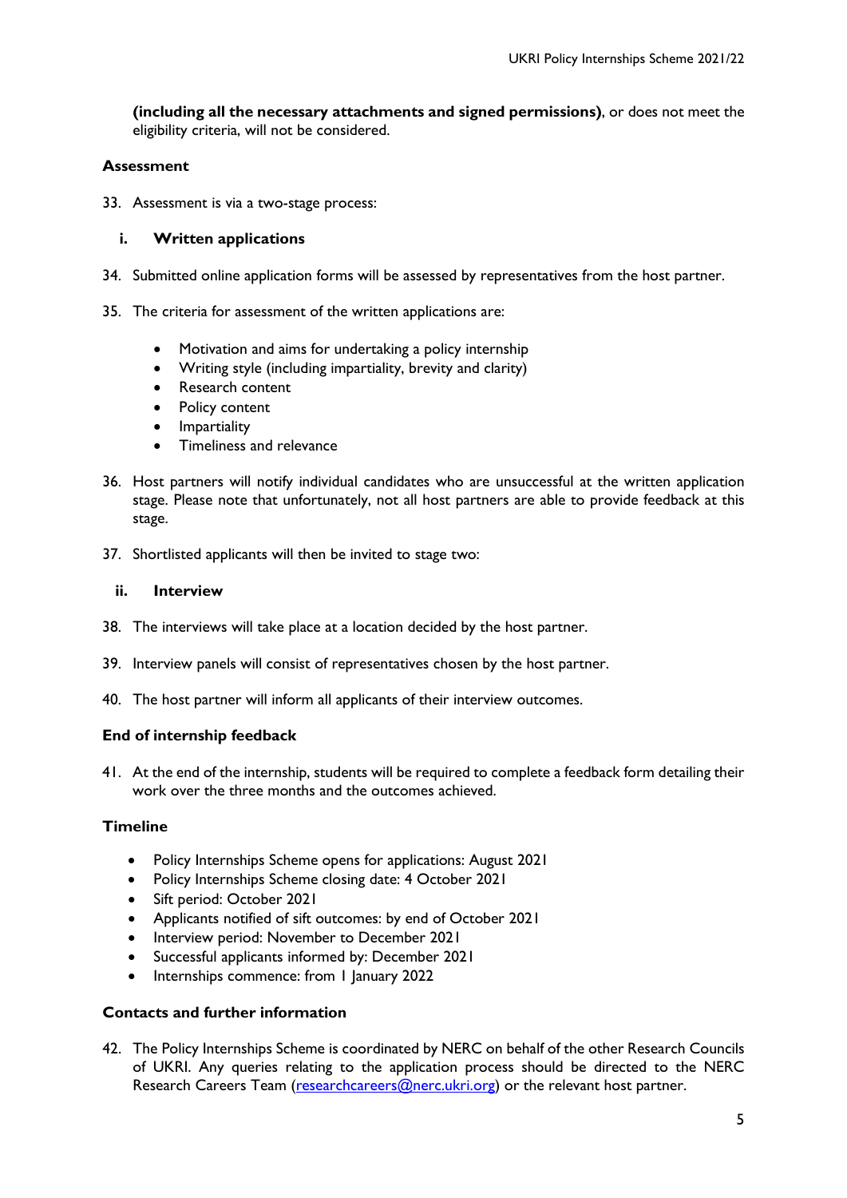**(including all the necessary attachments and signed permissions)**, or does not meet the eligibility criteria, will not be considered.

### Assessment

33. Assessment is via a two-stage process:

**i. Written applications**

34. Submitted online application forms will be assessed by representatives from the host partner.

35. The criteria for assessment of the written applications are:

    - Motivation and aims for undertaking a policy internship
    - Writing style (including impartiality, brevity and clarity)
    - Research content
    - Policy content
    - Impartiality
    - Timeliness and relevance

36. Host partners will notify individual candidates who are unsuccessful at the written application stage. Please note that unfortunately, not all host partners are able to provide feedback at this stage.

37. Shortlisted applicants will then be invited to stage two:

**ii. Interview**

38. The interviews will take place at a location decided by the host partner.

39. Interview panels will consist of representatives chosen by the host partner.

40. The host partner will inform all applicants of their interview outcomes.

### End of internship feedback

41. At the end of the internship, students will be required to complete a feedback form detailing their work over the three months and the outcomes achieved.

### Timeline

- Policy Internships Scheme opens for applications: August 2021
- Policy Internships Scheme closing date: 4 October 2021
- Sift period: October 2021
- Applicants notified of sift outcomes: by end of October 2021
- Interview period: November to December 2021
- Successful applicants informed by: December 2021
- Internships commence: from 1 January 2022

### Contacts and further information

42. The Policy Internships Scheme is coordinated by NERC on behalf of the other Research Councils of UKRI. Any queries relating to the application process should be directed to the NERC Research Careers Team (researchcareers@nerc.ukri.org) or the relevant host partner.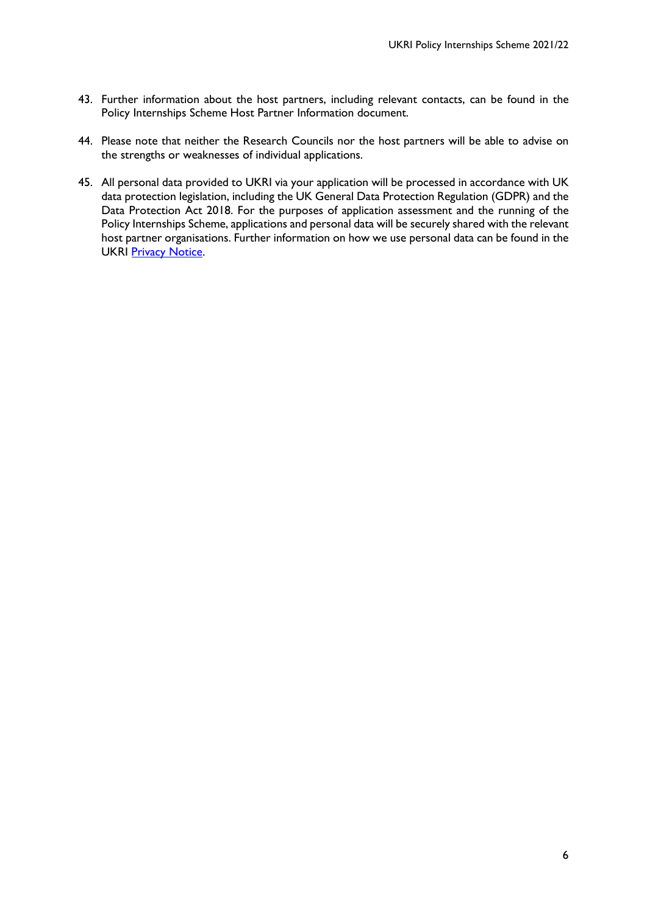43. Further information about the host partners, including relevant contacts, can be found in the Policy Internships Scheme Host Partner Information document.

44. Please note that neither the Research Councils nor the host partners will be able to advise on the strengths or weaknesses of individual applications.

45. All personal data provided to UKRI via your application will be processed in accordance with UK data protection legislation, including the UK General Data Protection Regulation (GDPR) and the Data Protection Act 2018. For the purposes of application assessment and the running of the Policy Internships Scheme, applications and personal data will be securely shared with the relevant host partner organisations. Further information on how we use personal data can be found in the UKRI Privacy Notice.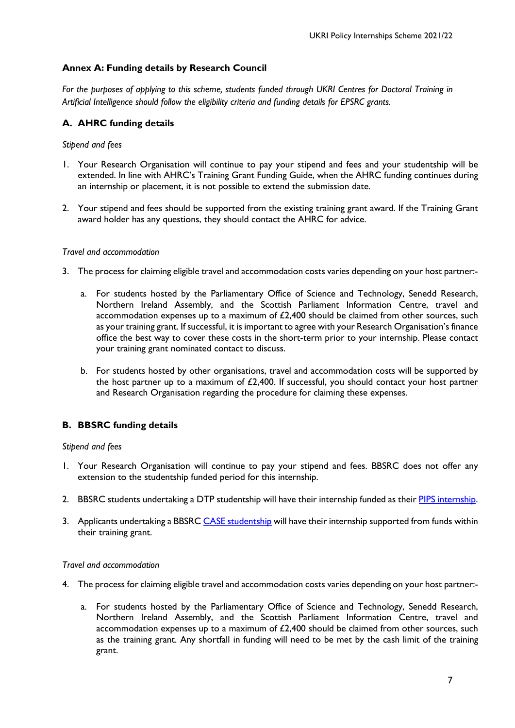## Annex A: Funding details by Research Council

*For the purposes of applying to this scheme, students funded through UKRI Centres for Doctoral Training in Artificial Intelligence should follow the eligibility criteria and funding details for EPSRC grants.*

### A. AHRC funding details

*Stipend and fees*

1. Your Research Organisation will continue to pay your stipend and fees and your studentship will be extended. In line with AHRC's Training Grant Funding Guide, when the AHRC funding continues during an internship or placement, it is not possible to extend the submission date.

2. Your stipend and fees should be supported from the existing training grant award. If the Training Grant award holder has any questions, they should contact the AHRC for advice.

*Travel and accommodation*

3. The process for claiming eligible travel and accommodation costs varies depending on your host partner:-

    a. For students hosted by the Parliamentary Office of Science and Technology, Senedd Research, Northern Ireland Assembly, and the Scottish Parliament Information Centre, travel and accommodation expenses up to a maximum of £2,400 should be claimed from other sources, such as your training grant. If successful, it is important to agree with your Research Organisation's finance office the best way to cover these costs in the short-term prior to your internship. Please contact your training grant nominated contact to discuss.

    b. For students hosted by other organisations, travel and accommodation costs will be supported by the host partner up to a maximum of £2,400. If successful, you should contact your host partner and Research Organisation regarding the procedure for claiming these expenses.

### B. BBSRC funding details

*Stipend and fees*

1. Your Research Organisation will continue to pay your stipend and fees. BBSRC does not offer any extension to the studentship funded period for this internship.

2. BBSRC students undertaking a DTP studentship will have their internship funded as their PIPS internship.

3. Applicants undertaking a BBSRC CASE studentship will have their internship supported from funds within their training grant.

*Travel and accommodation*

4. The process for claiming eligible travel and accommodation costs varies depending on your host partner:-

    a. For students hosted by the Parliamentary Office of Science and Technology, Senedd Research, Northern Ireland Assembly, and the Scottish Parliament Information Centre, travel and accommodation expenses up to a maximum of £2,400 should be claimed from other sources, such as the training grant. Any shortfall in funding will need to be met by the cash limit of the training grant.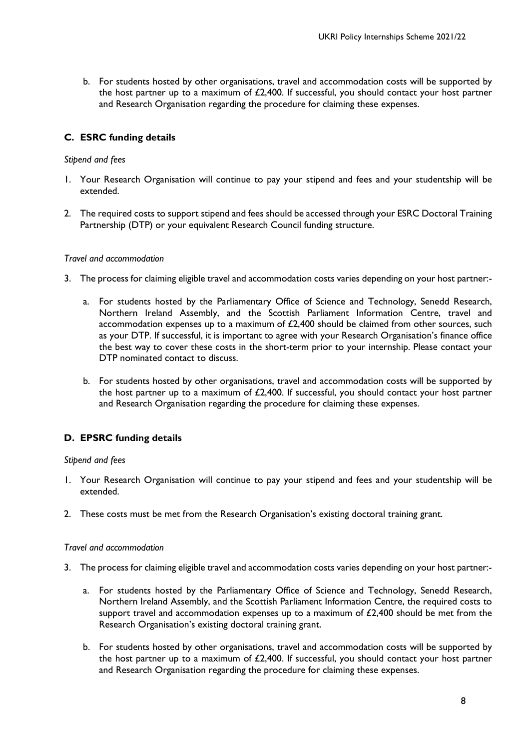b. For students hosted by other organisations, travel and accommodation costs will be supported by the host partner up to a maximum of £2,400. If successful, you should contact your host partner and Research Organisation regarding the procedure for claiming these expenses.

### C. ESRC funding details

*Stipend and fees*

1. Your Research Organisation will continue to pay your stipend and fees and your studentship will be extended.
2. The required costs to support stipend and fees should be accessed through your ESRC Doctoral Training Partnership (DTP) or your equivalent Research Council funding structure.

*Travel and accommodation*

3. The process for claiming eligible travel and accommodation costs varies depending on your host partner:-

   a. For students hosted by the Parliamentary Office of Science and Technology, Senedd Research, Northern Ireland Assembly, and the Scottish Parliament Information Centre, travel and accommodation expenses up to a maximum of £2,400 should be claimed from other sources, such as your DTP. If successful, it is important to agree with your Research Organisation's finance office the best way to cover these costs in the short-term prior to your internship. Please contact your DTP nominated contact to discuss.

   b. For students hosted by other organisations, travel and accommodation costs will be supported by the host partner up to a maximum of £2,400. If successful, you should contact your host partner and Research Organisation regarding the procedure for claiming these expenses.

### D. EPSRC funding details

*Stipend and fees*

1. Your Research Organisation will continue to pay your stipend and fees and your studentship will be extended.
2. These costs must be met from the Research Organisation's existing doctoral training grant.

*Travel and accommodation*

3. The process for claiming eligible travel and accommodation costs varies depending on your host partner:-

   a. For students hosted by the Parliamentary Office of Science and Technology, Senedd Research, Northern Ireland Assembly, and the Scottish Parliament Information Centre, the required costs to support travel and accommodation expenses up to a maximum of £2,400 should be met from the Research Organisation's existing doctoral training grant.

   b. For students hosted by other organisations, travel and accommodation costs will be supported by the host partner up to a maximum of £2,400. If successful, you should contact your host partner and Research Organisation regarding the procedure for claiming these expenses.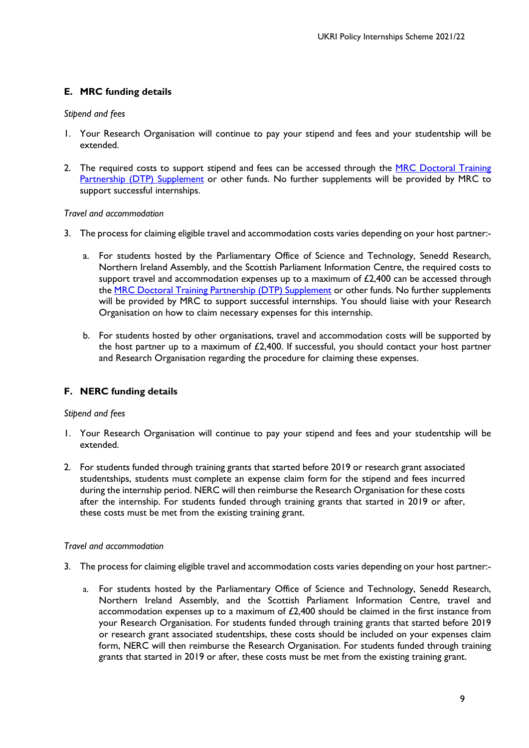## E. MRC funding details

*Stipend and fees*

1. Your Research Organisation will continue to pay your stipend and fees and your studentship will be extended.

2. The required costs to support stipend and fees can be accessed through the [MRC Doctoral Training Partnership (DTP) Supplement]() or other funds. No further supplements will be provided by MRC to support successful internships.

*Travel and accommodation*

3. The process for claiming eligible travel and accommodation costs varies depending on your host partner:-

   a. For students hosted by the Parliamentary Office of Science and Technology, Senedd Research, Northern Ireland Assembly, and the Scottish Parliament Information Centre, the required costs to support travel and accommodation expenses up to a maximum of £2,400 can be accessed through the [MRC Doctoral Training Partnership (DTP) Supplement]() or other funds. No further supplements will be provided by MRC to support successful internships. You should liaise with your Research Organisation on how to claim necessary expenses for this internship.

   b. For students hosted by other organisations, travel and accommodation costs will be supported by the host partner up to a maximum of £2,400. If successful, you should contact your host partner and Research Organisation regarding the procedure for claiming these expenses.

## F. NERC funding details

*Stipend and fees*

1. Your Research Organisation will continue to pay your stipend and fees and your studentship will be extended.

2. For students funded through training grants that started before 2019 or research grant associated studentships, students must complete an expense claim form for the stipend and fees incurred during the internship period. NERC will then reimburse the Research Organisation for these costs after the internship. For students funded through training grants that started in 2019 or after, these costs must be met from the existing training grant.

*Travel and accommodation*

3. The process for claiming eligible travel and accommodation costs varies depending on your host partner:-

   a. For students hosted by the Parliamentary Office of Science and Technology, Senedd Research, Northern Ireland Assembly, and the Scottish Parliament Information Centre, travel and accommodation expenses up to a maximum of £2,400 should be claimed in the first instance from your Research Organisation. For students funded through training grants that started before 2019 or research grant associated studentships, these costs should be included on your expenses claim form, NERC will then reimburse the Research Organisation. For students funded through training grants that started in 2019 or after, these costs must be met from the existing training grant.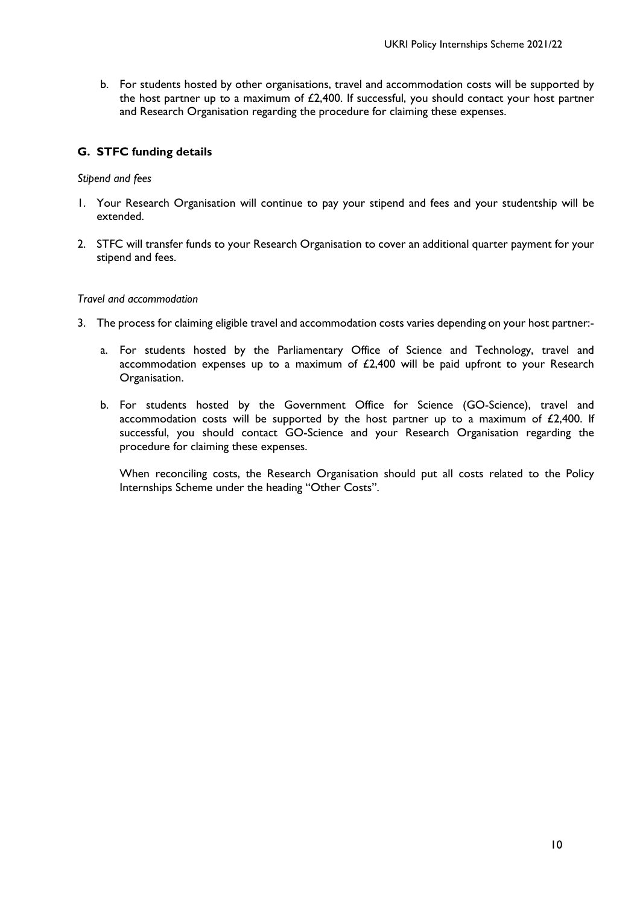b. For students hosted by other organisations, travel and accommodation costs will be supported by the host partner up to a maximum of £2,400. If successful, you should contact your host partner and Research Organisation regarding the procedure for claiming these expenses.

## G. STFC funding details

*Stipend and fees*

1. Your Research Organisation will continue to pay your stipend and fees and your studentship will be extended.
2. STFC will transfer funds to your Research Organisation to cover an additional quarter payment for your stipend and fees.

*Travel and accommodation*

3. The process for claiming eligible travel and accommodation costs varies depending on your host partner:-

   a. For students hosted by the Parliamentary Office of Science and Technology, travel and accommodation expenses up to a maximum of £2,400 will be paid upfront to your Research Organisation.

   b. For students hosted by the Government Office for Science (GO-Science), travel and accommodation costs will be supported by the host partner up to a maximum of £2,400. If successful, you should contact GO-Science and your Research Organisation regarding the procedure for claiming these expenses.

   When reconciling costs, the Research Organisation should put all costs related to the Policy Internships Scheme under the heading "Other Costs".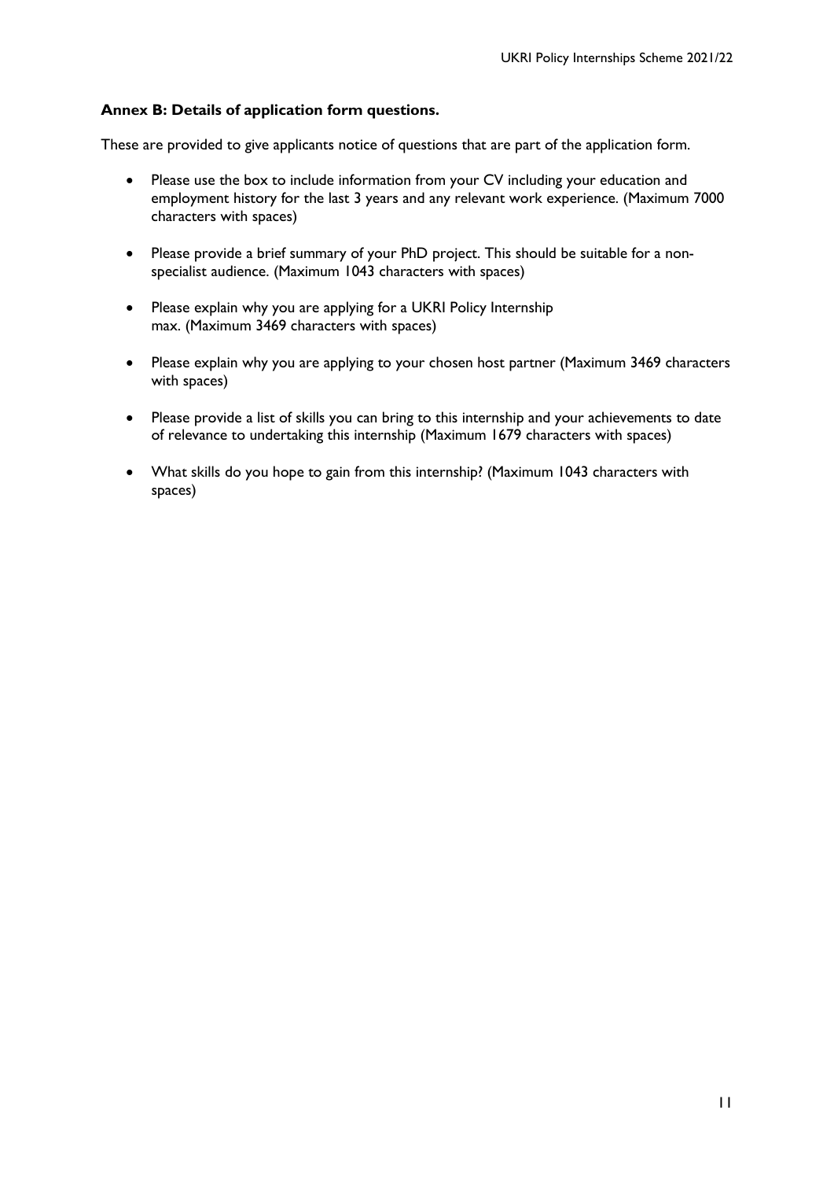**Annex B: Details of application form questions.**

These are provided to give applicants notice of questions that are part of the application form.

- Please use the box to include information from your CV including your education and employment history for the last 3 years and any relevant work experience. (Maximum 7000 characters with spaces)
- Please provide a brief summary of your PhD project. This should be suitable for a non-specialist audience. (Maximum 1043 characters with spaces)
- Please explain why you are applying for a UKRI Policy Internship max. (Maximum 3469 characters with spaces)
- Please explain why you are applying to your chosen host partner (Maximum 3469 characters with spaces)
- Please provide a list of skills you can bring to this internship and your achievements to date of relevance to undertaking this internship (Maximum 1679 characters with spaces)
- What skills do you hope to gain from this internship? (Maximum 1043 characters with spaces)